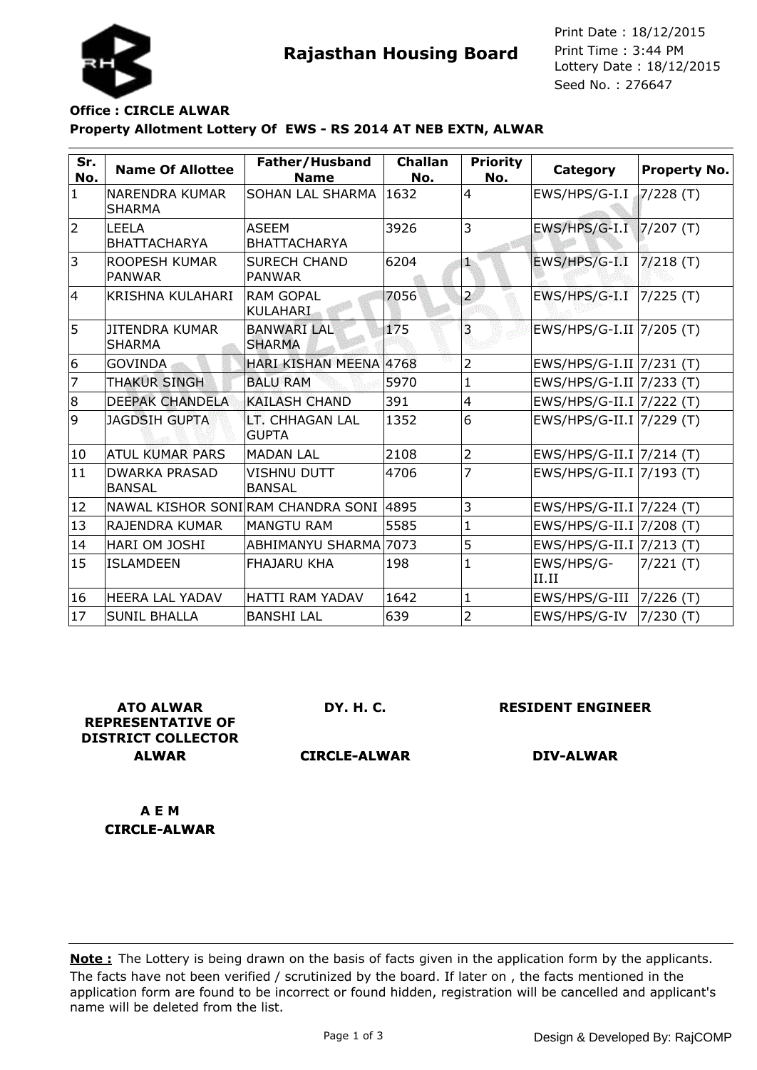# Rajasthan Housing Board

Print Date : 18/12/2015
Print Time : 3:44 PM
Lottery Date : 18/12/2015
Seed No. : 276647

**Office : CIRCLE ALWAR**

**Property Allotment Lottery Of EWS - RS 2014 AT NEB EXTN, ALWAR**

| Sr. No. | Name Of Allottee | Father/Husband Name | Challan No. | Priority No. | Category | Property No. |
|---|---|---|---|---|---|---|
| 1 | NARENDRA KUMAR SHARMA | SOHAN LAL SHARMA | 1632 | 4 | EWS/HPS/G-I.I | 7/228 (T) |
| 2 | LEELA BHATTACHARYA | ASEEM BHATTACHARYA | 3926 | 3 | EWS/HPS/G-I.I | 7/207 (T) |
| 3 | ROOPESH KUMAR PANWAR | SURECH CHAND PANWAR | 6204 | 1 | EWS/HPS/G-I.I | 7/218 (T) |
| 4 | KRISHNA KULAHARI | RAM GOPAL KULAHARI | 7056 | 2 | EWS/HPS/G-I.I | 7/225 (T) |
| 5 | JITENDRA KUMAR SHARMA | BANWARI LAL SHARMA | 175 | 3 | EWS/HPS/G-I.II | 7/205 (T) |
| 6 | GOVINDA | HARI KISHAN MEENA | 4768 | 2 | EWS/HPS/G-I.II | 7/231 (T) |
| 7 | THAKUR SINGH | BALU RAM | 5970 | 1 | EWS/HPS/G-I.II | 7/233 (T) |
| 8 | DEEPAK CHANDELA | KAILASH CHAND | 391 | 4 | EWS/HPS/G-II.I | 7/222 (T) |
| 9 | JAGDSIH GUPTA | LT. CHHAGAN LAL GUPTA | 1352 | 6 | EWS/HPS/G-II.I | 7/229 (T) |
| 10 | ATUL KUMAR PARS | MADAN LAL | 2108 | 2 | EWS/HPS/G-II.I | 7/214 (T) |
| 11 | DWARKA PRASAD BANSAL | VISHNU DUTT BANSAL | 4706 | 7 | EWS/HPS/G-II.I | 7/193 (T) |
| 12 | NAWAL KISHOR SONI | RAM CHANDRA SONI | 4895 | 3 | EWS/HPS/G-II.I | 7/224 (T) |
| 13 | RAJENDRA KUMAR | MANGTU RAM | 5585 | 1 | EWS/HPS/G-II.I | 7/208 (T) |
| 14 | HARI OM JOSHI | ABHIMANYU SHARMA | 7073 | 5 | EWS/HPS/G-II.I | 7/213 (T) |
| 15 | ISLAMDEEN | FHAJARU KHA | 198 | 1 | EWS/HPS/G-II.II | 7/221 (T) |
| 16 | HEERA LAL YADAV | HATTI RAM YADAV | 1642 | 1 | EWS/HPS/G-III | 7/226 (T) |
| 17 | SUNIL BHALLA | BANSHI LAL | 639 | 2 | EWS/HPS/G-IV | 7/230 (T) |

**ATO ALWAR REPRESENTATIVE OF DISTRICT COLLECTOR ALWAR**

**DY. H. C. CIRCLE-ALWAR**

**RESIDENT ENGINEER DIV-ALWAR**

**A E M CIRCLE-ALWAR**

**Note :** The Lottery is being drawn on the basis of facts given in the application form by the applicants. The facts have not been verified / scrutinized by the board. If later on , the facts mentioned in the application form are found to be incorrect or found hidden, registration will be cancelled and applicant's name will be deleted from the list.

Design & Developed By: RajCOMP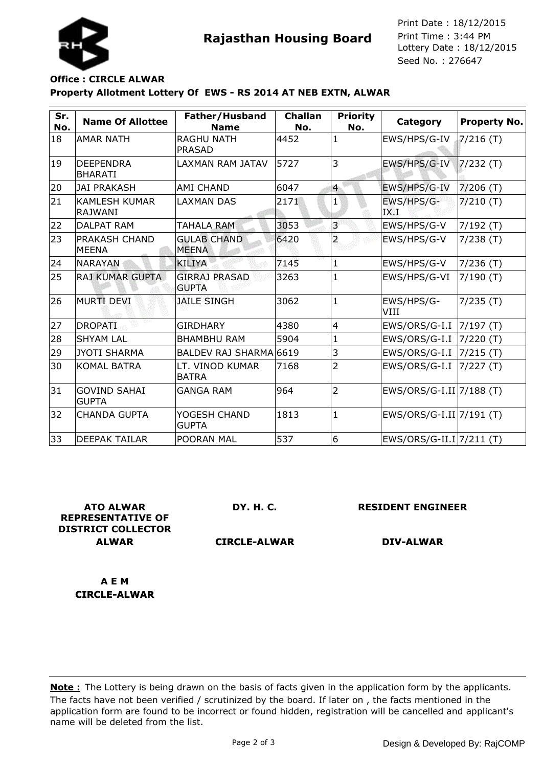**Rajasthan Housing Board**

Print Date : 18/12/2015
Print Time : 3:44 PM
Lottery Date : 18/12/2015
Seed No. : 276647

**Office : CIRCLE ALWAR**

**Property Allotment Lottery Of EWS - RS 2014 AT NEB EXTN, ALWAR**

| Sr. No. | Name Of Allottee | Father/Husband Name | Challan No. | Priority No. | Category | Property No. |
|---|---|---|---|---|---|---|
| 18 | AMAR NATH | RAGHU NATH PRASAD | 4452 | 1 | EWS/HPS/G-IV | 7/216 (T) |
| 19 | DEEPENDRA BHARATI | LAXMAN RAM JATAV | 5727 | 3 | EWS/HPS/G-IV | 7/232 (T) |
| 20 | JAI PRAKASH | AMI CHAND | 6047 | 4 | EWS/HPS/G-IV | 7/206 (T) |
| 21 | KAMLESH KUMAR RAJWANI | LAXMAN DAS | 2171 | 1 | EWS/HPS/G-IX.I | 7/210 (T) |
| 22 | DALPAT RAM | TAHALA RAM | 3053 | 3 | EWS/HPS/G-V | 7/192 (T) |
| 23 | PRAKASH CHAND MEENA | GULAB CHAND MEENA | 6420 | 2 | EWS/HPS/G-V | 7/238 (T) |
| 24 | NARAYAN | KILIYA | 7145 | 1 | EWS/HPS/G-V | 7/236 (T) |
| 25 | RAJ KUMAR GUPTA | GIRRAJ PRASAD GUPTA | 3263 | 1 | EWS/HPS/G-VI | 7/190 (T) |
| 26 | MURTI DEVI | JAILE SINGH | 3062 | 1 | EWS/HPS/G-VIII | 7/235 (T) |
| 27 | DROPATI | GIRDHARY | 4380 | 4 | EWS/ORS/G-I.I | 7/197 (T) |
| 28 | SHYAM LAL | BHAMBHU RAM | 5904 | 1 | EWS/ORS/G-I.I | 7/220 (T) |
| 29 | JYOTI SHARMA | BALDEV RAJ SHARMA | 6619 | 3 | EWS/ORS/G-I.I | 7/215 (T) |
| 30 | KOMAL BATRA | LT. VINOD KUMAR BATRA | 7168 | 2 | EWS/ORS/G-I.I | 7/227 (T) |
| 31 | GOVIND SAHAI GUPTA | GANGA RAM | 964 | 2 | EWS/ORS/G-I.II | 7/188 (T) |
| 32 | CHANDA GUPTA | YOGESH CHAND GUPTA | 1813 | 1 | EWS/ORS/G-I.II | 7/191 (T) |
| 33 | DEEPAK TAILAR | POORAN MAL | 537 | 6 | EWS/ORS/G-II.I | 7/211 (T) |

**ATO ALWAR REPRESENTATIVE OF DISTRICT COLLECTOR ALWAR**

**DY. H. C. CIRCLE-ALWAR**

**RESIDENT ENGINEER DIV-ALWAR**

**A E M CIRCLE-ALWAR**

**Note :** The Lottery is being drawn on the basis of facts given in the application form by the applicants. The facts have not been verified / scrutinized by the board. If later on , the facts mentioned in the application form are found to be incorrect or found hidden, registration will be cancelled and applicant's name will be deleted from the list.

Design & Developed By: RajCOMP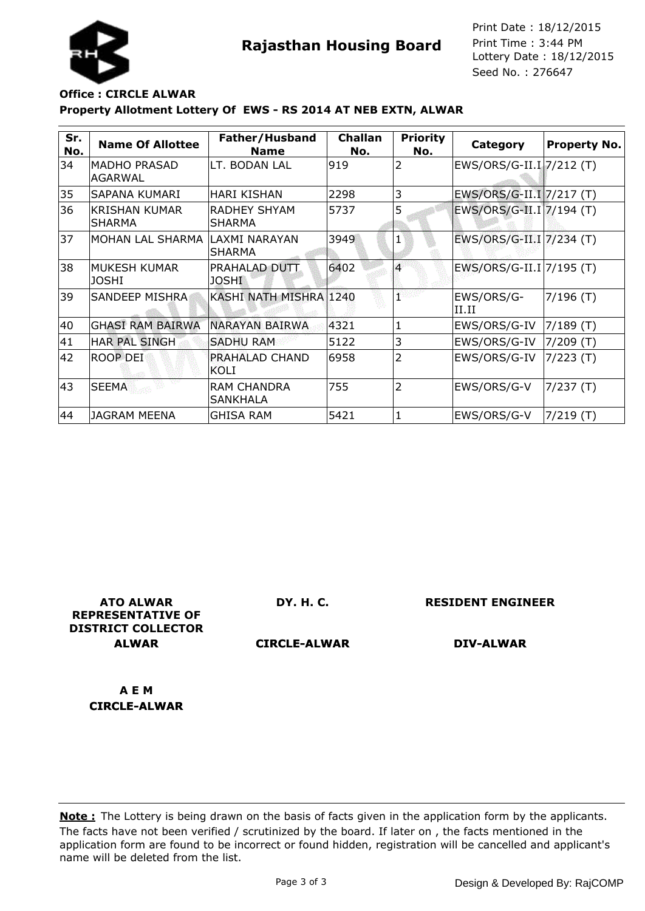**Rajasthan Housing Board**

Print Date : 18/12/2015
Print Time : 3:44 PM
Lottery Date : 18/12/2015
Seed No. : 276647

**Office : CIRCLE ALWAR**

**Property Allotment Lottery Of EWS - RS 2014 AT NEB EXTN, ALWAR**

| Sr. No. | Name Of Allottee | Father/Husband Name | Challan No. | Priority No. | Category | Property No. |
|---|---|---|---|---|---|---|
| 34 | MADHO PRASAD AGARWAL | LT. BODAN LAL | 919 | 2 | EWS/ORS/G-II.I | 7/212 (T) |
| 35 | SAPANA KUMARI | HARI KISHAN | 2298 | 3 | EWS/ORS/G-II.I | 7/217 (T) |
| 36 | KRISHAN KUMAR SHARMA | RADHEY SHYAM SHARMA | 5737 | 5 | EWS/ORS/G-II.I | 7/194 (T) |
| 37 | MOHAN LAL SHARMA | LAXMI NARAYAN SHARMA | 3949 | 1 | EWS/ORS/G-II.I | 7/234 (T) |
| 38 | MUKESH KUMAR JOSHI | PRAHALAD DUTT JOSHI | 6402 | 4 | EWS/ORS/G-II.I | 7/195 (T) |
| 39 | SANDEEP MISHRA | KASHI NATH MISHRA | 1240 | 1 | EWS/ORS/G-II.II | 7/196 (T) |
| 40 | GHASI RAM BAIRWA | NARAYAN BAIRWA | 4321 | 1 | EWS/ORS/G-IV | 7/189 (T) |
| 41 | HAR PAL SINGH | SADHU RAM | 5122 | 3 | EWS/ORS/G-IV | 7/209 (T) |
| 42 | ROOP DEI | PRAHALAD CHAND KOLI | 6958 | 2 | EWS/ORS/G-IV | 7/223 (T) |
| 43 | SEEMA | RAM CHANDRA SANKHALA | 755 | 2 | EWS/ORS/G-V | 7/237 (T) |
| 44 | JAGRAM MEENA | GHISA RAM | 5421 | 1 | EWS/ORS/G-V | 7/219 (T) |

**ATO ALWAR REPRESENTATIVE OF DISTRICT COLLECTOR ALWAR**

**DY. H. C. CIRCLE-ALWAR**

**RESIDENT ENGINEER DIV-ALWAR**

**A E M CIRCLE-ALWAR**

**Note :** The Lottery is being drawn on the basis of facts given in the application form by the applicants. The facts have not been verified / scrutinized by the board. If later on , the facts mentioned in the application form are found to be incorrect or found hidden, registration will be cancelled and applicant's name will be deleted from the list.

Design & Developed By: RajCOMP